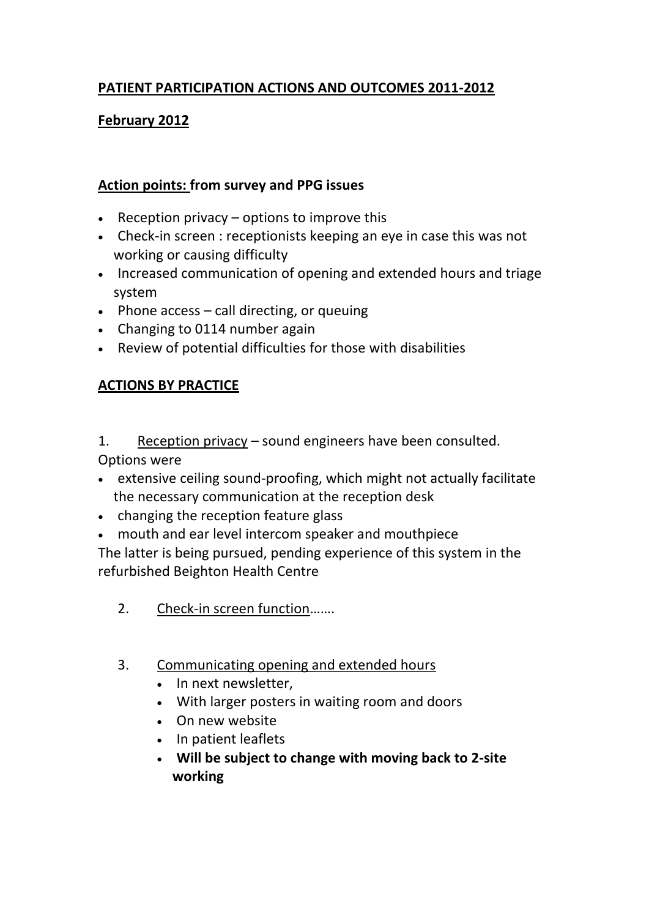# **PATIENT PARTICIPATION ACTIONS AND OUTCOMES 2011-2012**

## **February 2012**

### **Action points: from survey and PPG issues**

- Reception privacy – options to improve this
- Check-in screen : receptionists keeping an eye in case this was not working or causing difficulty
- Increased communication of opening and extended hours and triage system
- Phone access – call directing, or queuing
- Changing to 0114 number again
- Review of potential difficulties for those with disabilities

### **ACTIONS BY PRACTICE**

1. Reception privacy – sound engineers have been consulted.
Options were

- extensive ceiling sound-proofing, which might not actually facilitate the necessary communication at the reception desk
- changing the reception feature glass
- mouth and ear level intercom speaker and mouthpiece

The latter is being pursued, pending experience of this system in the refurbished Beighton Health Centre

2. Check-in screen function…….

3. Communicating opening and extended hours
    - In next newsletter,
    - With larger posters in waiting room and doors
    - On new website
    - In patient leaflets
    - **Will be subject to change with moving back to 2-site working**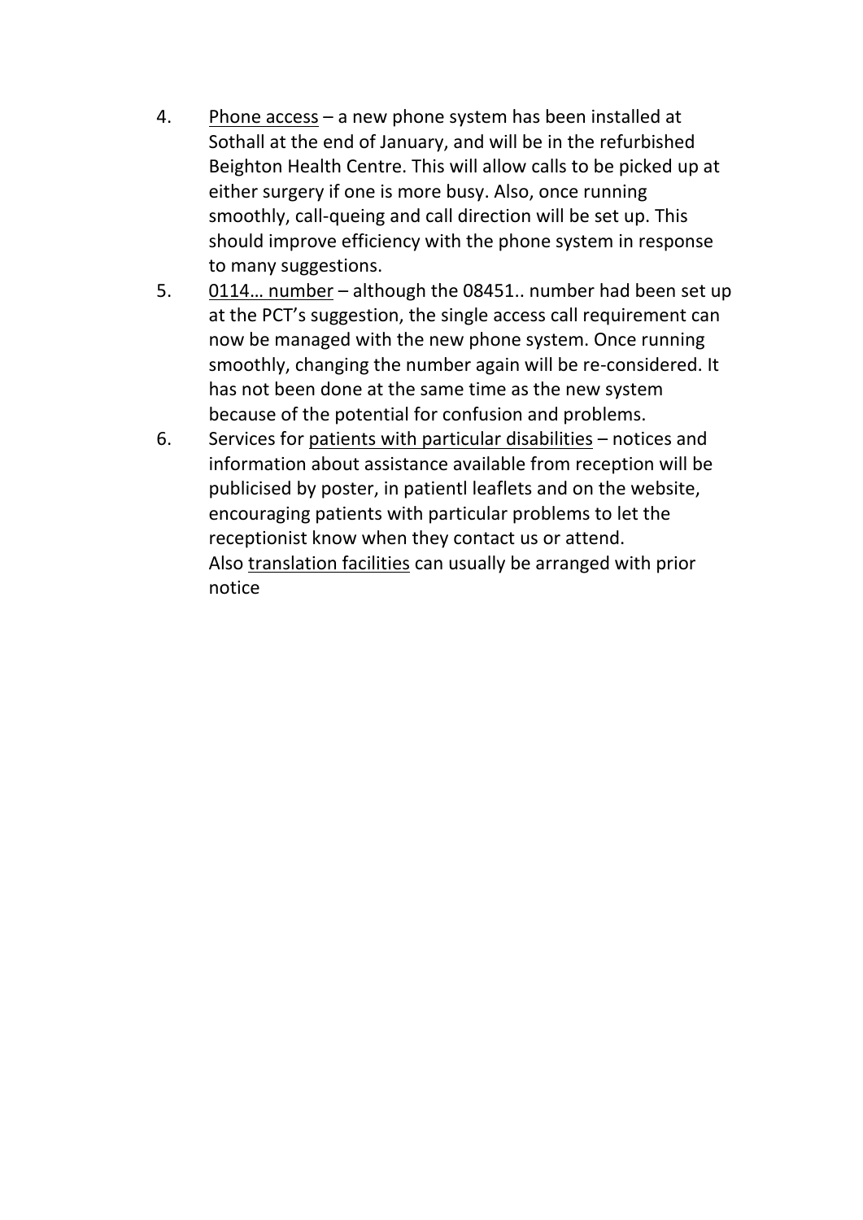4. <u>Phone access</u> – a new phone system has been installed at Sothall at the end of January, and will be in the refurbished Beighton Health Centre. This will allow calls to be picked up at either surgery if one is more busy. Also, once running smoothly, call-queing and call direction will be set up. This should improve efficiency with the phone system in response to many suggestions.
5. <u>0114… number</u> – although the 08451.. number had been set up at the PCT's suggestion, the single access call requirement can now be managed with the new phone system. Once running smoothly, changing the number again will be re-considered. It has not been done at the same time as the new system because of the potential for confusion and problems.
6. Services for <u>patients with particular disabilities</u> – notices and information about assistance available from reception will be publicised by poster, in patientl leaflets and on the website, encouraging patients with particular problems to let the receptionist know when they contact us or attend.
   Also <u>translation facilities</u> can usually be arranged with prior notice